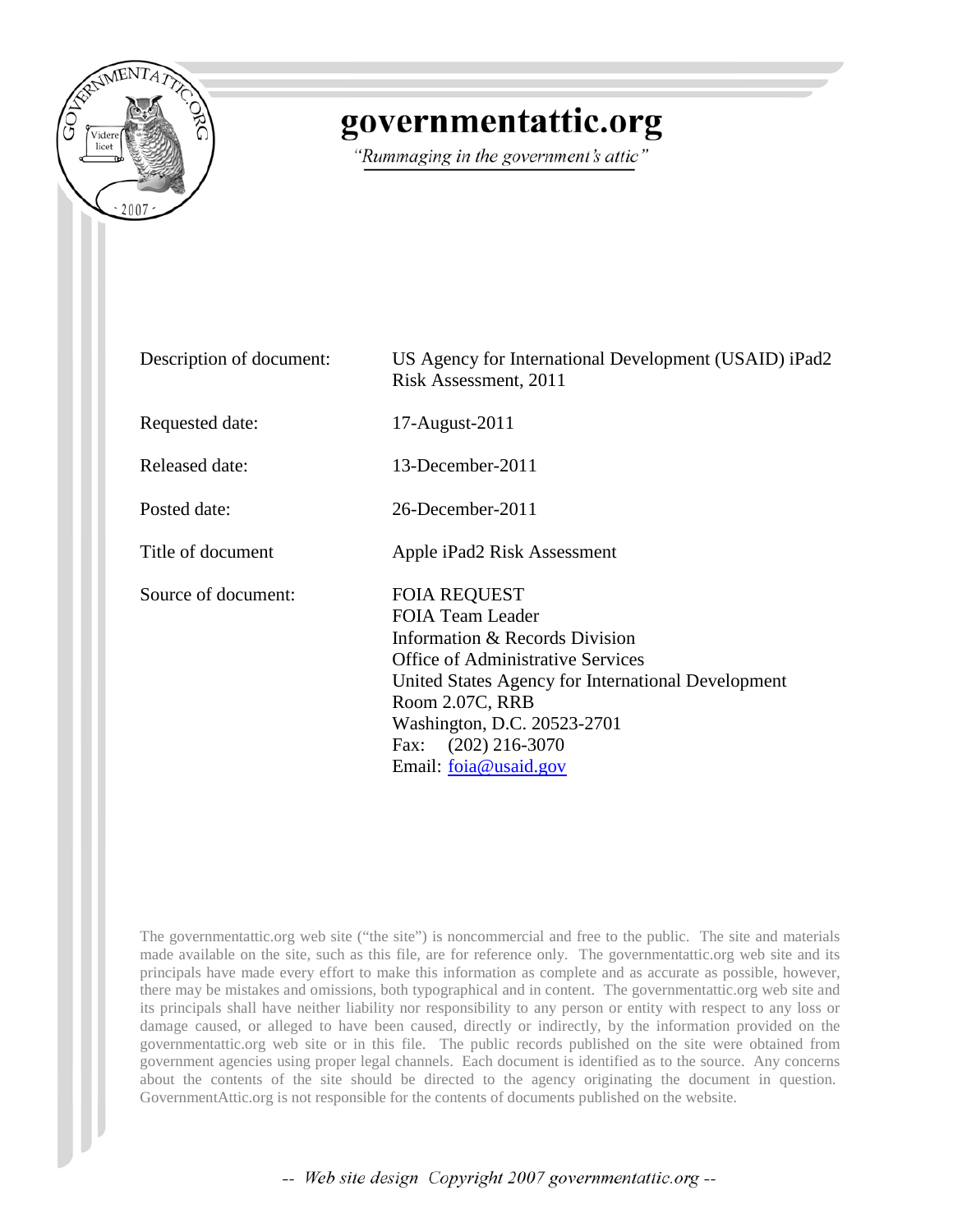# governmentattic.org

*"Rummaging in the government's attic"*

| | |
|---|---|
| Description of document: | US Agency for International Development (USAID) iPad2 Risk Assessment, 2011 |
| Requested date: | 17-August-2011 |
| Released date: | 13-December-2011 |
| Posted date: | 26-December-2011 |
| Title of document | Apple iPad2 Risk Assessment |
| Source of document: | FOIA REQUEST<br>FOIA Team Leader<br>Information & Records Division<br>Office of Administrative Services<br>United States Agency for International Development<br>Room 2.07C, RRB<br>Washington, D.C. 20523-2701<br>Fax: (202) 216-3070<br>Email: foia@usaid.gov |

The governmentattic.org web site ("the site") is noncommercial and free to the public. The site and materials made available on the site, such as this file, are for reference only. The governmentattic.org web site and its principals have made every effort to make this information as complete and as accurate as possible, however, there may be mistakes and omissions, both typographical and in content. The governmentattic.org web site and its principals shall have neither liability nor responsibility to any person or entity with respect to any loss or damage caused, or alleged to have been caused, directly or indirectly, by the information provided on the governmentattic.org web site or in this file. The public records published on the site were obtained from government agencies using proper legal channels. Each document is identified as to the source. Any concerns about the contents of the site should be directed to the agency originating the document in question. GovernmentAttic.org is not responsible for the contents of documents published on the website.

*-- Web site design Copyright 2007 governmentattic.org --*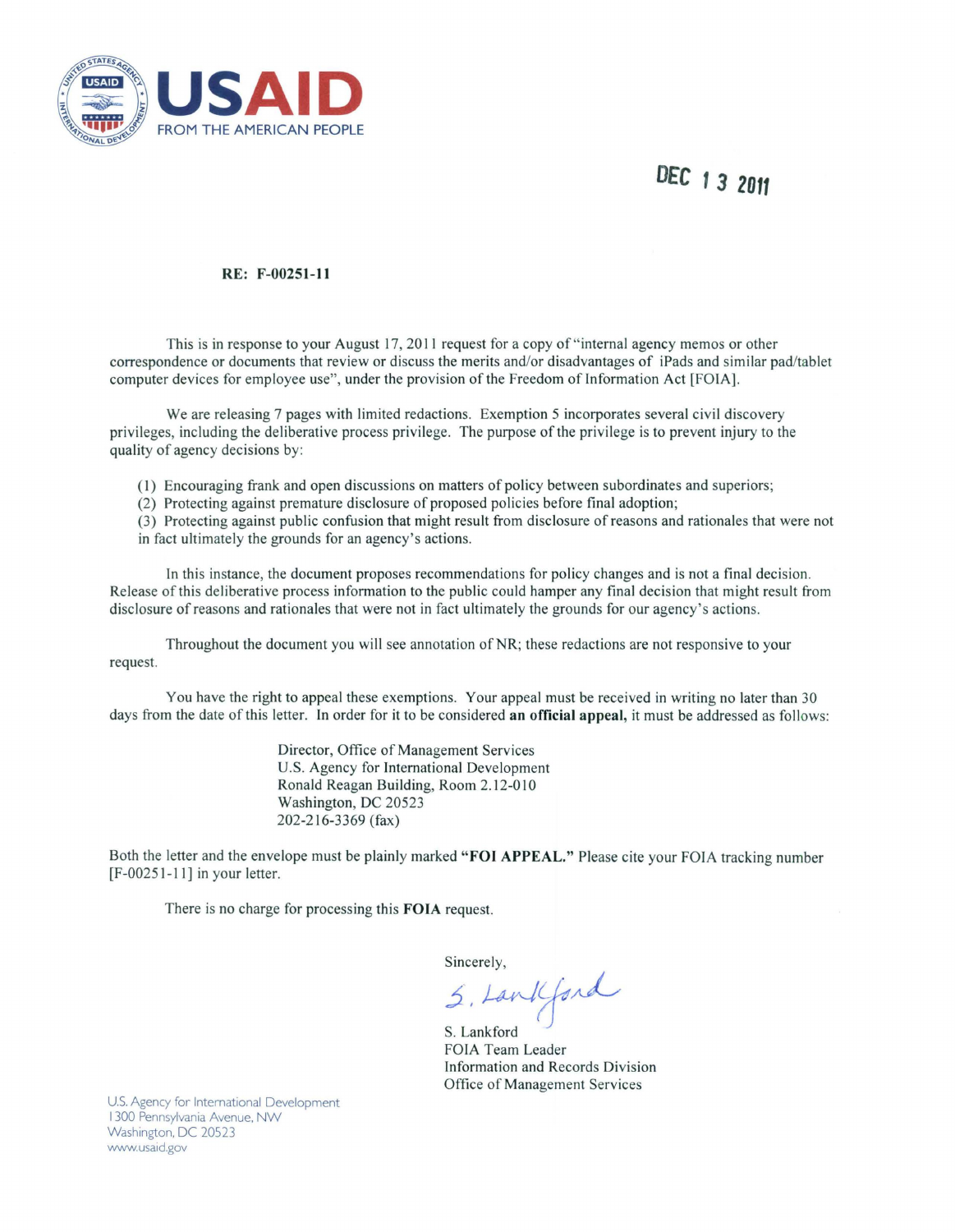USAID

FROM THE AMERICAN PEOPLE

DEC 13 2011

**RE: F-00251-11**

This is in response to your August 17, 2011 request for a copy of "internal agency memos or other correspondence or documents that review or discuss the merits and/or disadvantages of iPads and similar pad/tablet computer devices for employee use", under the provision of the Freedom of Information Act [FOIA].

We are releasing 7 pages with limited redactions. Exemption 5 incorporates several civil discovery privileges, including the deliberative process privilege. The purpose of the privilege is to prevent injury to the quality of agency decisions by:

(1) Encouraging frank and open discussions on matters of policy between subordinates and superiors;
(2) Protecting against premature disclosure of proposed policies before final adoption;
(3) Protecting against public confusion that might result from disclosure of reasons and rationales that were not in fact ultimately the grounds for an agency's actions.

In this instance, the document proposes recommendations for policy changes and is not a final decision. Release of this deliberative process information to the public could hamper any final decision that might result from disclosure of reasons and rationales that were not in fact ultimately the grounds for our agency's actions.

Throughout the document you will see annotation of NR; these redactions are not responsive to your request.

You have the right to appeal these exemptions. Your appeal must be received in writing no later than 30 days from the date of this letter. In order for it to be considered **an official appeal,** it must be addressed as follows:

Director, Office of Management Services
U.S. Agency for International Development
Ronald Reagan Building, Room 2.12-010
Washington, DC 20523
202-216-3369 (fax)

Both the letter and the envelope must be plainly marked **"FOI APPEAL."** Please cite your FOIA tracking number [F-00251-11] in your letter.

There is no charge for processing this **FOIA** request.

Sincerely,

S. Lankford

S. Lankford
FOIA Team Leader
Information and Records Division
Office of Management Services

U.S. Agency for International Development
1300 Pennsylvania Avenue, NW
Washington, DC 20523
www.usaid.gov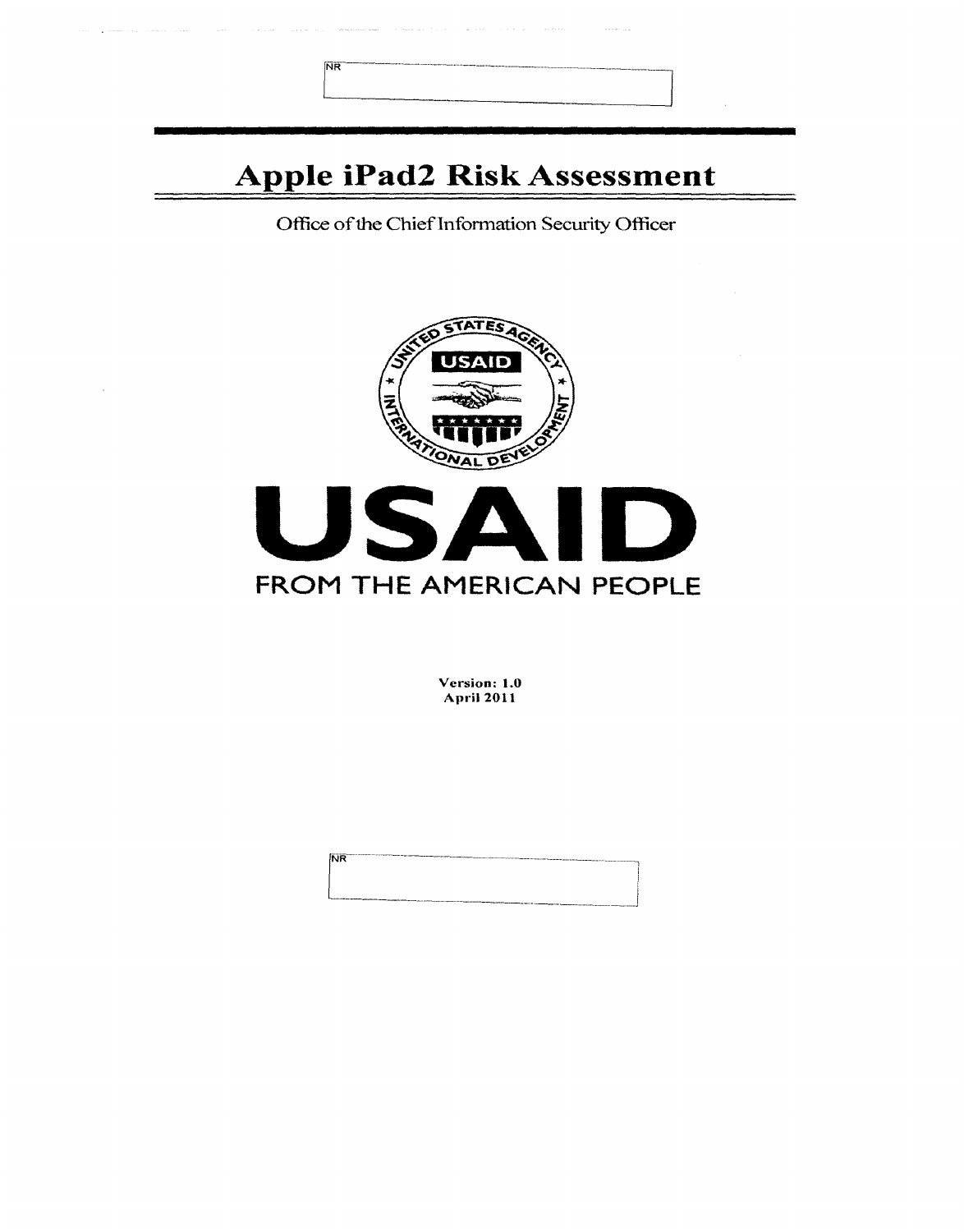NR

# Apple iPad2 Risk Assessment

Office of the Chief Information Security Officer

USAID

FROM THE AMERICAN PEOPLE

**Version: 1.0**
**April 2011**

NR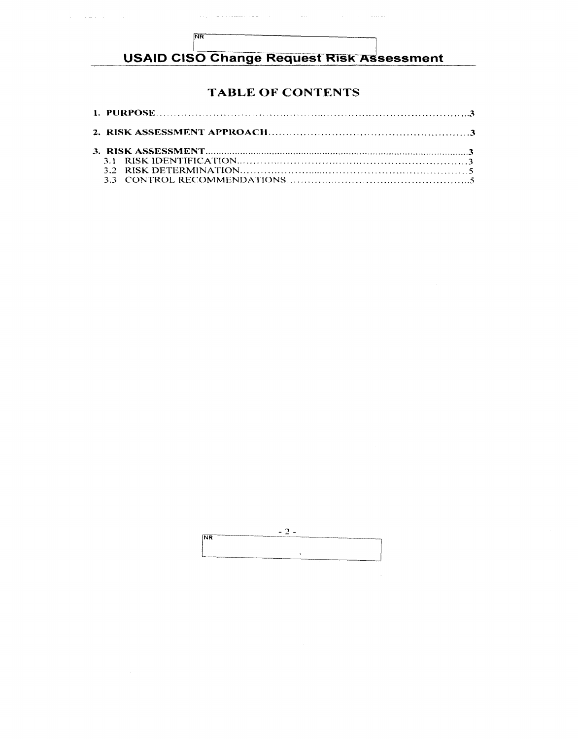## TABLE OF CONTENTS

1. PURPOSE .......................................................... 3
2. RISK ASSESSMENT APPROACH .......................................................... 3
3. RISK ASSESSMENT .......................................................... 3
   - 3.1 RISK IDENTIFICATION .......................................................... 3
   - 3.2 RISK DETERMINATION .......................................................... 5
   - 3.3 CONTROL RECOMMENDATIONS .......................................................... 5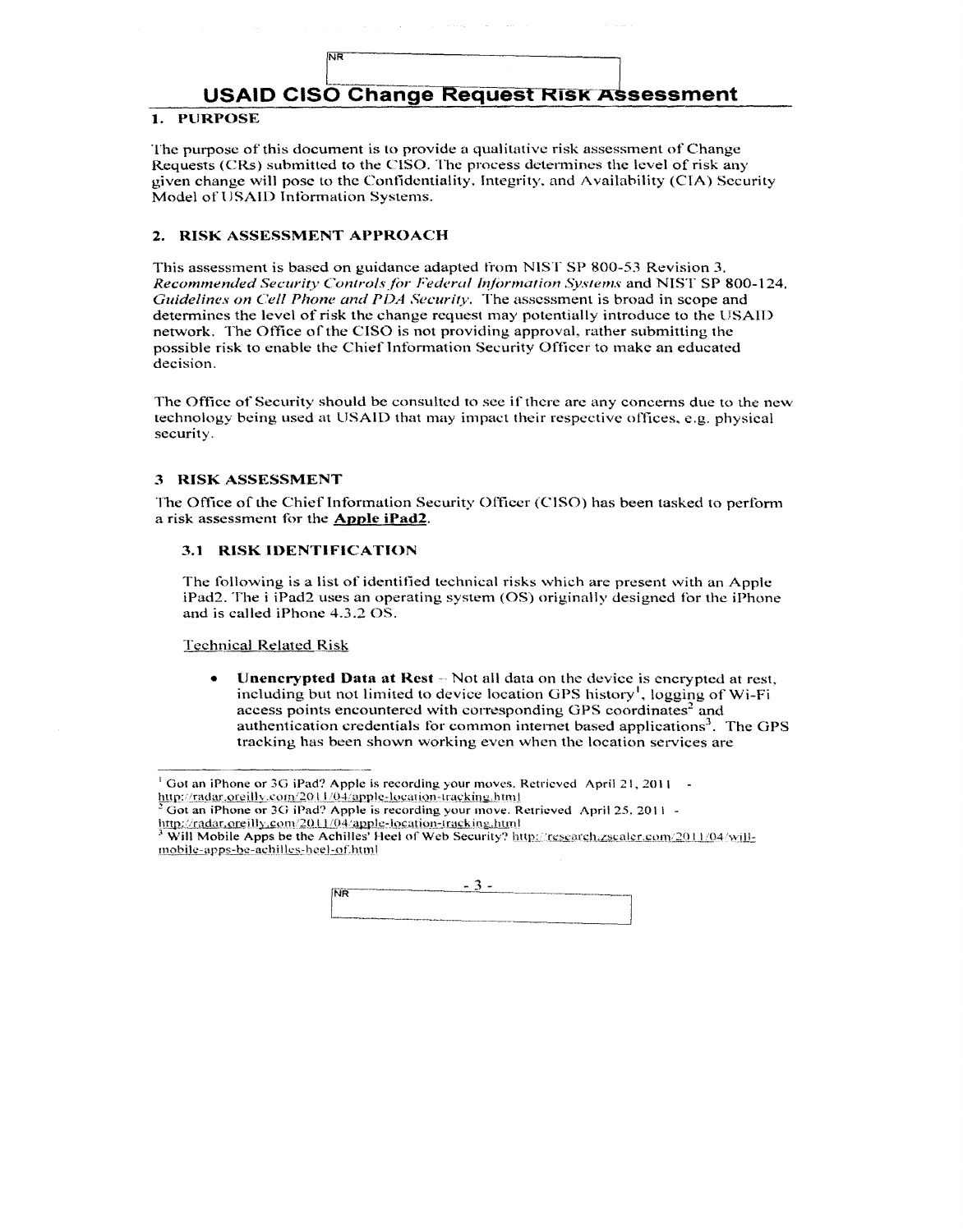# USAID CISO Change Request Risk Assessment

## 1. PURPOSE

The purpose of this document is to provide a qualitative risk assessment of Change Requests (CRs) submitted to the CISO. The process determines the level of risk any given change will pose to the Confidentiality, Integrity, and Availability (CIA) Security Model of USAID Information Systems.

## 2. RISK ASSESSMENT APPROACH

This assessment is based on guidance adapted from NIST SP 800-53 Revision 3, *Recommended Security Controls for Federal Information Systems* and NIST SP 800-124, *Guidelines on Cell Phone and PDA Security*. The assessment is broad in scope and determines the level of risk the change request may potentially introduce to the USAID network. The Office of the CISO is not providing approval, rather submitting the possible risk to enable the Chief Information Security Officer to make an educated decision.

The Office of Security should be consulted to see if there are any concerns due to the new technology being used at USAID that may impact their respective offices, e.g. physical security.

## 3 RISK ASSESSMENT

The Office of the Chief Information Security Officer (CISO) has been tasked to perform a risk assessment for the **Apple iPad2**.

### 3.1 RISK IDENTIFICATION

The following is a list of identified technical risks which are present with an Apple iPad2. The i iPad2 uses an operating system (OS) originally designed for the iPhone and is called iPhone 4.3.2 OS.

Technical Related Risk

- **Unencrypted Data at Rest** – Not all data on the device is encrypted at rest, including but not limited to device location GPS history[1], logging of Wi-Fi access points encountered with corresponding GPS coordinates[2] and authentication credentials for common internet based applications[3]. The GPS tracking has been shown working even when the location services are

---

[1] Got an iPhone or 3G iPad? Apple is recording your moves. Retrieved April 21, 2011 - http://radar.oreilly.com/2011/04/apple-location-tracking.html

[2] Got an iPhone or 3G iPad? Apple is recording your move. Retrieved April 25, 2011 - http://radar.oreilly.com/2011/04/apple-location-tracking.html

[3] Will Mobile Apps be the Achilles' Heel of Web Security? http://research.zscaler.com/2011/04/will-mobile-apps-be-achilles-heel-of.html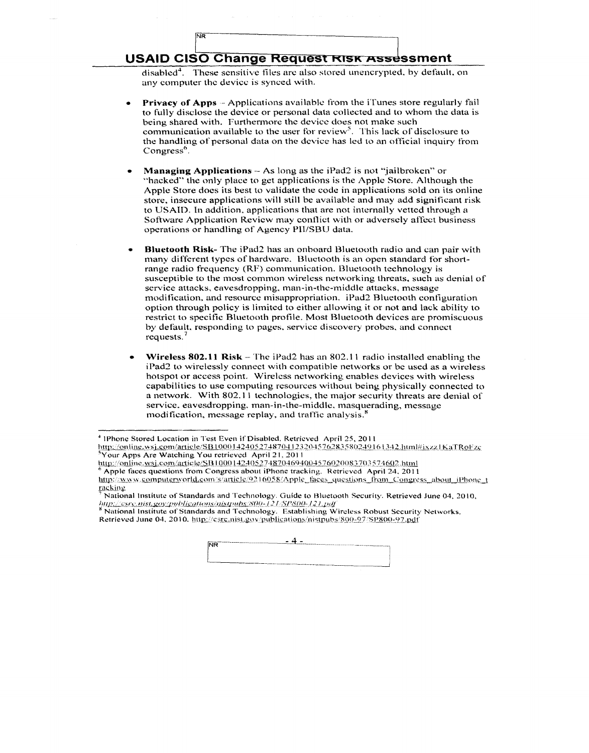disabled[4]. These sensitive files are also stored unencrypted, by default, on any computer the device is synced with.

- **Privacy of Apps** – Applications available from the iTunes store regularly fail to fully disclose the device or personal data collected and to whom the data is being shared with. Furthermore the device does not make such communication available to the user for review[5]. This lack of disclosure to the handling of personal data on the device has led to an official inquiry from Congress[6].

- **Managing Applications** – As long as the iPad2 is not "jailbroken" or "hacked" the only place to get applications is the Apple Store. Although the Apple Store does its best to validate the code in applications sold on its online store, insecure applications will still be available and may add significant risk to USAID. In addition, applications that are not internally vetted through a Software Application Review may conflict with or adversely affect business operations or handling of Agency PII/SBU data.

- **Bluetooth Risk**- The iPad2 has an onboard Bluetooth radio and can pair with many different types of hardware. Bluetooth is an open standard for short-range radio frequency (RF) communication. Bluetooth technology is susceptible to the most common wireless networking threats, such as denial of service attacks, eavesdropping, man-in-the-middle attacks, message modification, and resource misappropriation. iPad2 Bluetooth configuration option through policy is limited to either allowing it or not and lack ability to restrict to specific Bluetooth profile. Most Bluetooth devices are promiscuous by default, responding to pages, service discovery probes, and connect requests.[7]

- **Wireless 802.11 Risk** – The iPad2 has an 802.11 radio installed enabling the iPad2 to wirelessly connect with compatible networks or be used as a wireless hotspot or access point. Wireless networking enables devices with wireless capabilities to use computing resources without being physically connected to a network. With 802.11 technologies, the major security threats are denial of service, eavesdropping, man-in-the-middle, masquerading, message modification, message replay, and traffic analysis.[8]

---

[4] IPhone Stored Location in Test Even if Disabled. Retrieved April 25, 2011 http://online.wsj.com/article/SB10001424052748704123204576283580249161342.html#ixzz1KaTRoFzc

[5] Your Apps Are Watching You retrieved April 21, 2011 http://online.wsj.com/article/SB10001424052748704694004576020083703574602.html

[6] Apple faces questions from Congress about iPhone tracking. Retrieved April 24, 2011 http://www.computerworld.com/s/article/9216058/Apple_faces_questions_from_Congress_about_iPhone_tracking

[7] National Institute of Standards and Technology. Guide to Bluetooth Security. Retrieved June 04, 2010. http://csrc.nist.gov/publications/nistpubs/800-121/SP800-121.pdf

[8] National Institute of Standards and Technology. Establishing Wireless Robust Security Networks. Retrieved June 04, 2010. http://csrc.nist.gov/publications/nistpubs/800-97/SP800-97.pdf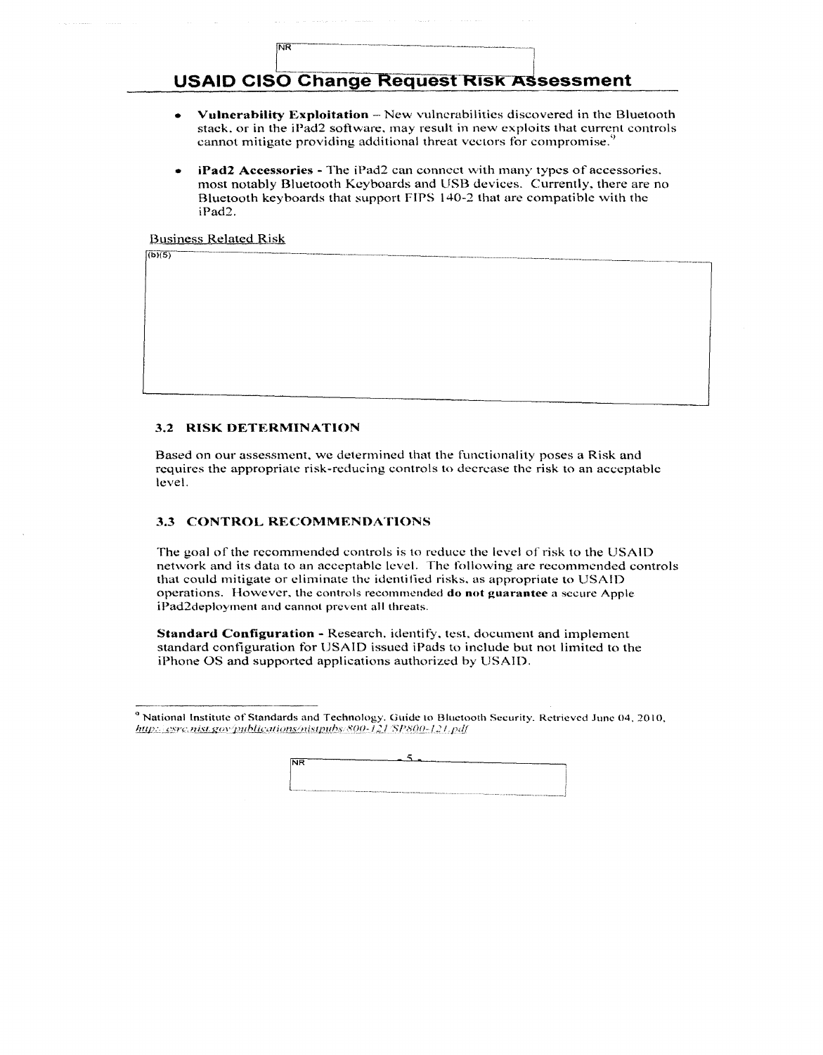- **Vulnerability Exploitation** – New vulnerabilities discovered in the Bluetooth stack, or in the iPad2 software, may result in new exploits that current controls cannot mitigate providing additional threat vectors for compromise.[9]

- **iPad2 Accessories** - The iPad2 can connect with many types of accessories, most notably Bluetooth Keyboards and USB devices. Currently, there are no Bluetooth keyboards that support FIPS 140-2 that are compatible with the iPad2.

Business Related Risk

(b)(5)

### 3.2 RISK DETERMINATION

Based on our assessment, we determined that the functionality poses a Risk and requires the appropriate risk-reducing controls to decrease the risk to an acceptable level.

### 3.3 CONTROL RECOMMENDATIONS

The goal of the recommended controls is to reduce the level of risk to the USAID network and its data to an acceptable level. The following are recommended controls that could mitigate or eliminate the identified risks, as appropriate to USAID operations. However, the controls recommended **do not guarantee** a secure Apple iPad2deployment and cannot prevent all threats.

**Standard Configuration** - Research, identify, test, document and implement standard configuration for USAID issued iPads to include but not limited to the iPhone OS and supported applications authorized by USAID.

---

[9] National Institute of Standards and Technology. Guide to Bluetooth Security. Retrieved June 04, 2010, *http://csrc.nist.gov/publications/nistpubs/800-121/SP800-121.pdf*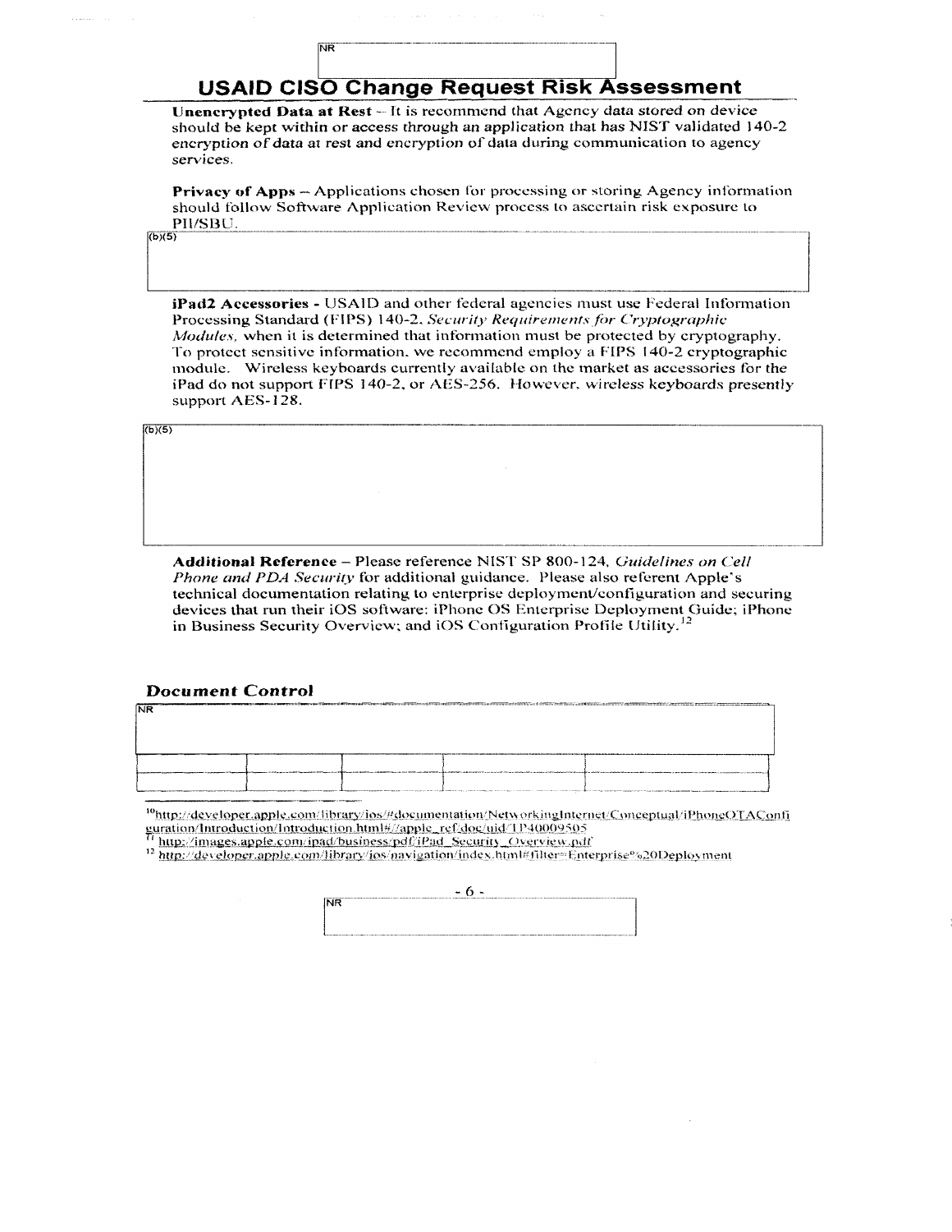NR

# USAID CISO Change Request Risk Assessment

**Unencrypted Data at Rest** – It is recommend that Agency data stored on device should be kept within or access through an application that has NIST validated 140-2 encryption of data at rest and encryption of data during communication to agency services.

**Privacy of Apps** – Applications chosen for processing or storing Agency information should follow Software Application Review process to ascertain risk exposure to PII/SBU.

(b)(5)

**iPad2 Accessories** - USAID and other federal agencies must use Federal Information Processing Standard (FIPS) 140-2, *Security Requirements for Cryptographic Modules*, when it is determined that information must be protected by cryptography. To protect sensitive information, we recommend employ a FIPS 140-2 cryptographic module. Wireless keyboards currently available on the market as accessories for the iPad do not support FIPS 140-2, or AES-256. However, wireless keyboards presently support AES-128.

(b)(5)

**Additional Reference** – Please reference NIST SP 800-124, *Guidelines on Cell Phone and PDA Security* for additional guidance. Please also referent Apple's technical documentation relating to enterprise deployment/configuration and securing devices that run their iOS software: iPhone OS Enterprise Deployment Guide; iPhone in Business Security Overview; and iOS Configuration Profile Utility.[12]

## Document Control

NR

| | | | | |
|---|---|---|---|---|
| | | | | |
| | | | | |

[10] http://developer.apple.com/library/ios/#documentation/NetworkingInternet/Conceptual/iPhoneOTAConfiguration/Introduction/Introduction.html#//apple_ref/doc/uid/TP40009505

[11] http://images.apple.com/ipad/business/pdf/iPad_Security_Overview.pdf

[12] http://developer.apple.com/library/ios/navigation/index.html#filter=Enterprise%20Deployment

NR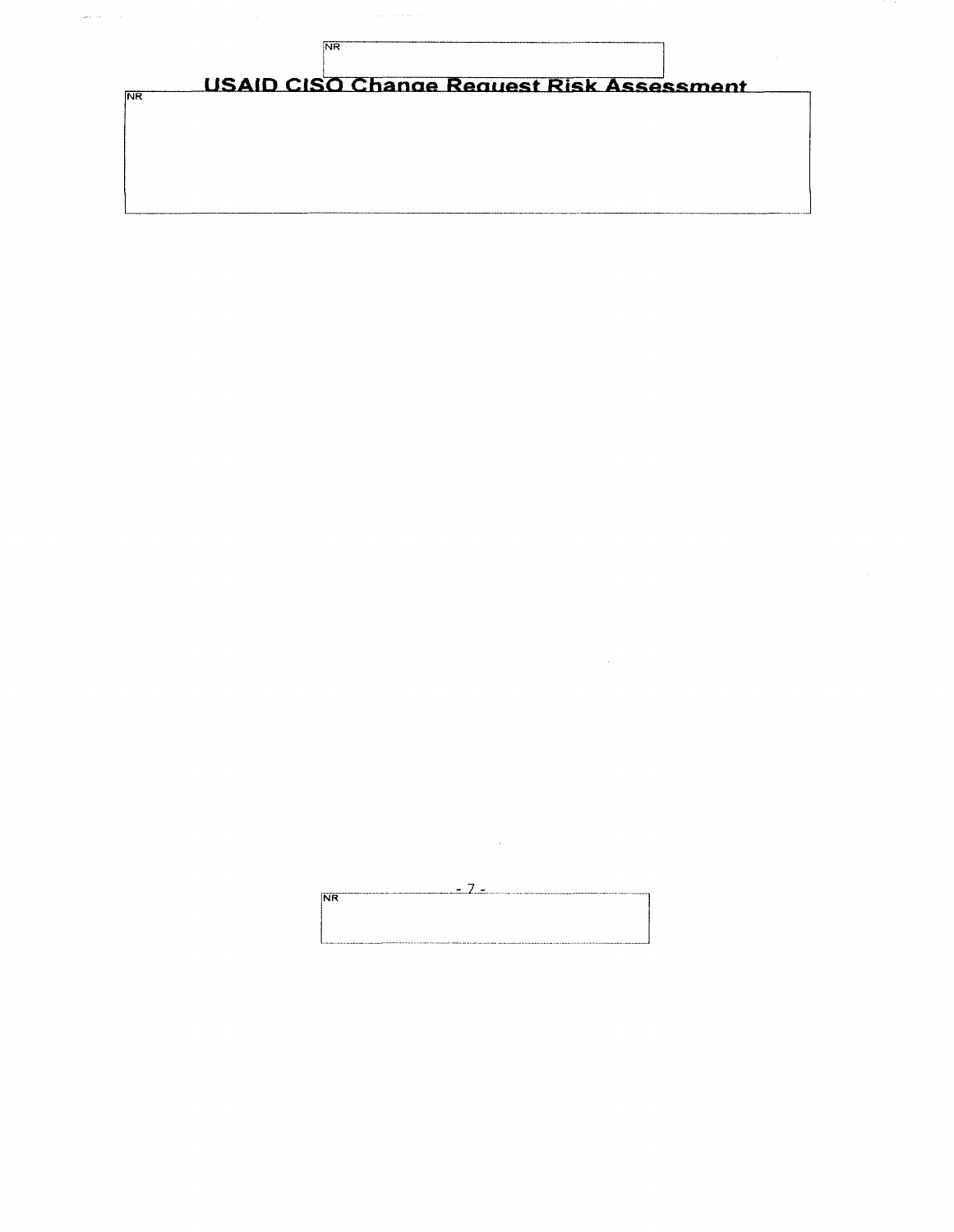NR

# USAID CISO Change Request Risk Assessment

NR

NR